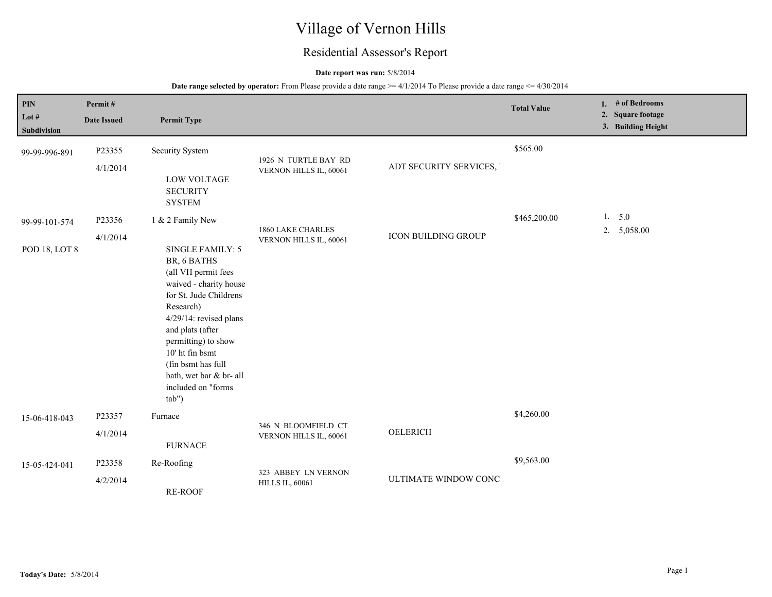# Village of Vernon Hills

## Residential Assessor's Report

**Date report was run:** 5/8/2014

**Date range selected by operator:** From Please provide a date range >= 4/1/2014 To Please provide a date range <= 4/30/2014

| PIN / Lot # / Subdivision | Permit # / Date Issued | Permit Type | | | Total Value | 1. # of Bedrooms 2. Square footage 3. Building Height |
|---|---|---|---|---|---|---|
| 99-99-996-891 | P23355<br>4/1/2014 | Security System<br><br>LOW VOLTAGE SECURITY SYSTEM | 1926 N TURTLE BAY RD VERNON HILLS IL, 60061 | ADT SECURITY SERVICES, | $565.00 | |
| 99-99-101-574<br>POD 18, LOT 8 | P23356<br>4/1/2014 | 1 & 2 Family New<br><br>SINGLE FAMILY: 5 BR, 6 BATHS (all VH permit fees waived - charity house for St. Jude Childrens Research) 4/29/14: revised plans and plats (after permitting) to show 10' ht fin bsmt (fin bsmt has full bath, wet bar & br- all included on "forms tab") | 1860 LAKE CHARLES VERNON HILLS IL, 60061 | ICON BUILDING GROUP | $465,200.00 | 1. 5.0<br>2. 5,058.00 |
| 15-06-418-043 | P23357<br>4/1/2014 | Furnace<br><br>FURNACE | 346 N BLOOMFIELD CT VERNON HILLS IL, 60061 | OELERICH | $4,260.00 | |
| 15-05-424-041 | P23358<br>4/2/2014 | Re-Roofing<br><br>RE-ROOF | 323 ABBEY LN VERNON HILLS IL, 60061 | ULTIMATE WINDOW CONC | $9,563.00 | |

**Today's Date:** 5/8/2014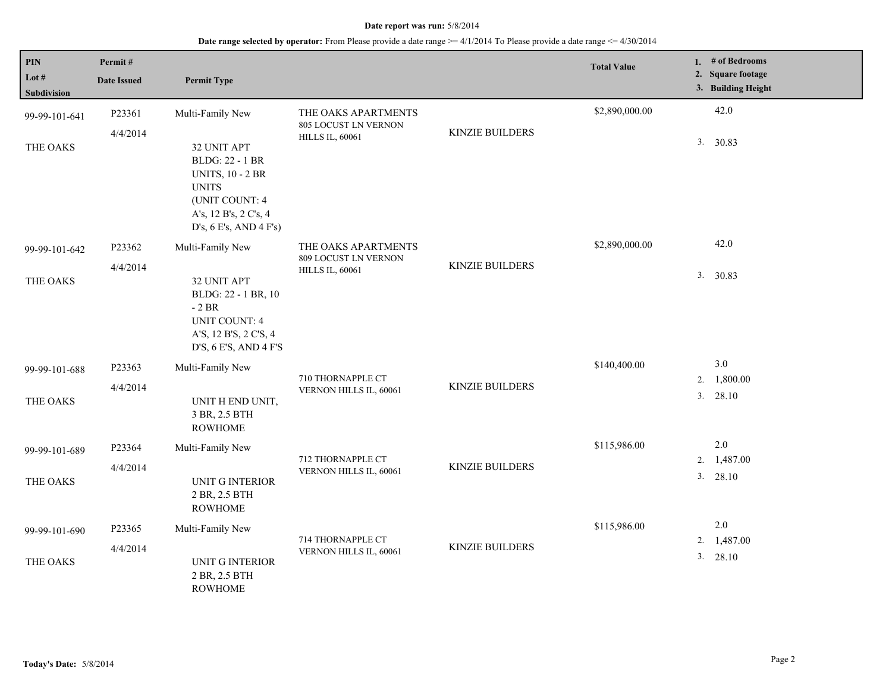**Date report was run:** 5/8/2014

**Date range selected by operator:** From Please provide a date range >= 4/1/2014 To Please provide a date range <= 4/30/2014

| PIN<br>Lot #<br>Subdivision | Permit #<br>Date Issued | Permit Type | | | Total Value | 1. # of Bedrooms<br>2. Square footage<br>3. Building Height |
|---|---|---|---|---|---|---|
| 99-99-101-641<br>THE OAKS | P23361<br>4/4/2014 | Multi-Family New<br>32 UNIT APT BLDG: 22 - 1 BR UNITS, 10 - 2 BR UNITS (UNIT COUNT: 4 A's, 12 B's, 2 C's, 4 D's, 6 E's, AND 4 F's) | THE OAKS APARTMENTS<br>805 LOCUST LN VERNON HILLS IL, 60061 | KINZIE BUILDERS | $2,890,000.00 | 42.0<br>3. 30.83 |
| 99-99-101-642<br>THE OAKS | P23362<br>4/4/2014 | Multi-Family New<br>32 UNIT APT BLDG: 22 - 1 BR, 10 - 2 BR UNIT COUNT: 4 A'S, 12 B'S, 2 C'S, 4 D'S, 6 E'S, AND 4 F'S | THE OAKS APARTMENTS<br>809 LOCUST LN VERNON HILLS IL, 60061 | KINZIE BUILDERS | $2,890,000.00 | 42.0<br>3. 30.83 |
| 99-99-101-688<br>THE OAKS | P23363<br>4/4/2014 | Multi-Family New<br>UNIT H END UNIT, 3 BR, 2.5 BTH ROWHOME | 710 THORNAPPLE CT VERNON HILLS IL, 60061 | KINZIE BUILDERS | $140,400.00 | 3.0<br>2. 1,800.00<br>3. 28.10 |
| 99-99-101-689<br>THE OAKS | P23364<br>4/4/2014 | Multi-Family New<br>UNIT G INTERIOR 2 BR, 2.5 BTH ROWHOME | 712 THORNAPPLE CT VERNON HILLS IL, 60061 | KINZIE BUILDERS | $115,986.00 | 2.0<br>2. 1,487.00<br>3. 28.10 |
| 99-99-101-690<br>THE OAKS | P23365<br>4/4/2014 | Multi-Family New<br>UNIT G INTERIOR 2 BR, 2.5 BTH ROWHOME | 714 THORNAPPLE CT VERNON HILLS IL, 60061 | KINZIE BUILDERS | $115,986.00 | 2.0<br>2. 1,487.00<br>3. 28.10 |

**Today's Date:** 5/8/2014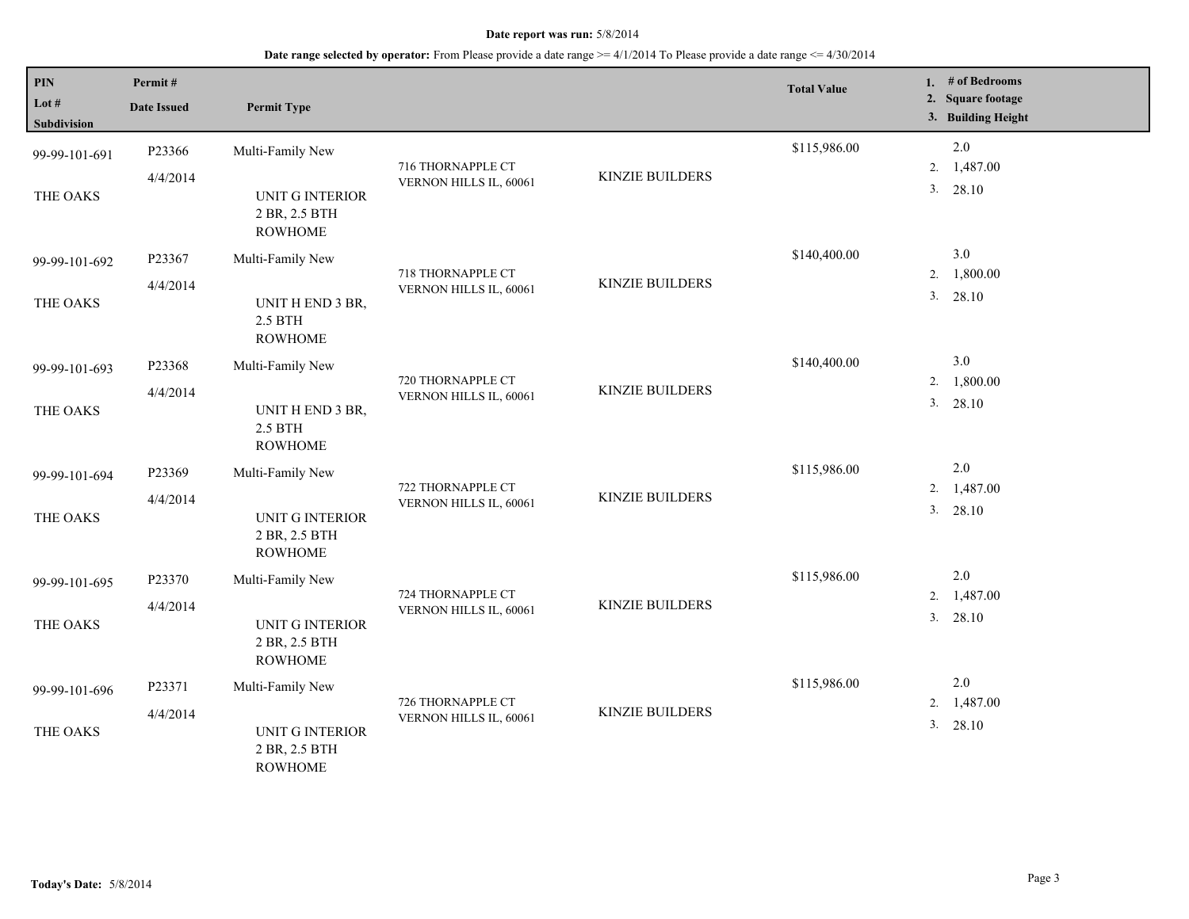**Date report was run:** 5/8/2014

**Date range selected by operator:** From Please provide a date range >= 4/1/2014 To Please provide a date range <= 4/30/2014

| PIN / Lot # / Subdivision | Permit # / Date Issued | Permit Type | | | Total Value | 1. # of Bedrooms 2. Square footage 3. Building Height |
|---|---|---|---|---|---|---|
| 99-99-101-691 THE OAKS | P23366 4/4/2014 | Multi-Family New UNIT G INTERIOR 2 BR, 2.5 BTH ROWHOME | 716 THORNAPPLE CT VERNON HILLS IL, 60061 | KINZIE BUILDERS | $115,986.00 | 2.0 2. 1,487.00 3. 28.10 |
| 99-99-101-692 THE OAKS | P23367 4/4/2014 | Multi-Family New UNIT H END 3 BR, 2.5 BTH ROWHOME | 718 THORNAPPLE CT VERNON HILLS IL, 60061 | KINZIE BUILDERS | $140,400.00 | 3.0 2. 1,800.00 3. 28.10 |
| 99-99-101-693 THE OAKS | P23368 4/4/2014 | Multi-Family New UNIT H END 3 BR, 2.5 BTH ROWHOME | 720 THORNAPPLE CT VERNON HILLS IL, 60061 | KINZIE BUILDERS | $140,400.00 | 3.0 2. 1,800.00 3. 28.10 |
| 99-99-101-694 THE OAKS | P23369 4/4/2014 | Multi-Family New UNIT G INTERIOR 2 BR, 2.5 BTH ROWHOME | 722 THORNAPPLE CT VERNON HILLS IL, 60061 | KINZIE BUILDERS | $115,986.00 | 2.0 2. 1,487.00 3. 28.10 |
| 99-99-101-695 THE OAKS | P23370 4/4/2014 | Multi-Family New UNIT G INTERIOR 2 BR, 2.5 BTH ROWHOME | 724 THORNAPPLE CT VERNON HILLS IL, 60061 | KINZIE BUILDERS | $115,986.00 | 2.0 2. 1,487.00 3. 28.10 |
| 99-99-101-696 THE OAKS | P23371 4/4/2014 | Multi-Family New UNIT G INTERIOR 2 BR, 2.5 BTH ROWHOME | 726 THORNAPPLE CT VERNON HILLS IL, 60061 | KINZIE BUILDERS | $115,986.00 | 2.0 2. 1,487.00 3. 28.10 |

**Today's Date:** 5/8/2014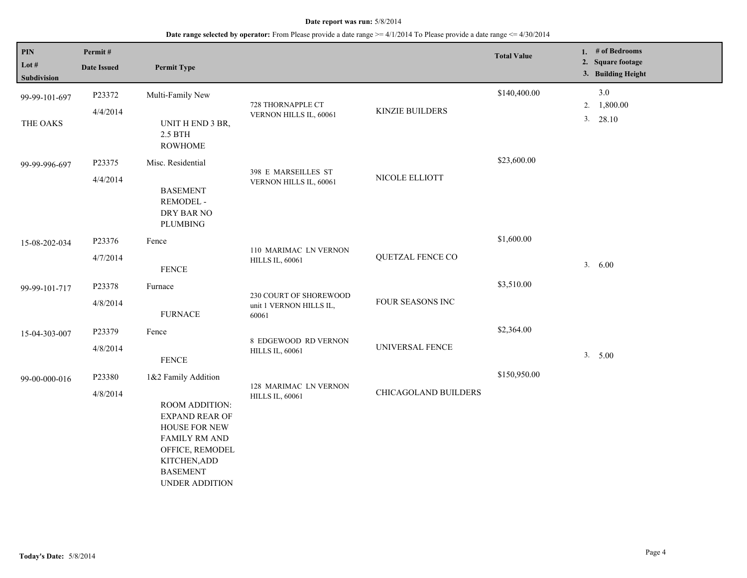**Date report was run:** 5/8/2014

**Date range selected by operator:** From Please provide a date range >= 4/1/2014 To Please provide a date range <= 4/30/2014

| PIN / Lot # / Subdivision | Permit # / Date Issued | Permit Type | | | Total Value | 1. # of Bedrooms 2. Square footage 3. Building Height |
|---|---|---|---|---|---|---|
| 99-99-101-697 THE OAKS | P23372 4/4/2014 | Multi-Family New UNIT H END 3 BR, 2.5 BTH ROWHOME | 728 THORNAPPLE CT VERNON HILLS IL, 60061 | KINZIE BUILDERS | $140,400.00 | 3.0 2. 1,800.00 3. 28.10 |
| 99-99-996-697 | P23375 4/4/2014 | Misc. Residential BASEMENT REMODEL - DRY BAR NO PLUMBING | 398 E MARSEILLES ST VERNON HILLS IL, 60061 | NICOLE ELLIOTT | $23,600.00 | |
| 15-08-202-034 | P23376 4/7/2014 | Fence FENCE | 110 MARIMAC LN VERNON HILLS IL, 60061 | QUETZAL FENCE CO | $1,600.00 | 3. 6.00 |
| 99-99-101-717 | P23378 4/8/2014 | Furnace FURNACE | 230 COURT OF SHOREWOOD unit 1 VERNON HILLS IL, 60061 | FOUR SEASONS INC | $3,510.00 | |
| 15-04-303-007 | P23379 4/8/2014 | Fence FENCE | 8 EDGEWOOD RD VERNON HILLS IL, 60061 | UNIVERSAL FENCE | $2,364.00 | 3. 5.00 |
| 99-00-000-016 | P23380 4/8/2014 | 1&2 Family Addition ROOM ADDITION: EXPAND REAR OF HOUSE FOR NEW FAMILY RM AND OFFICE, REMODEL KITCHEN,ADD BASEMENT UNDER ADDITION | 128 MARIMAC LN VERNON HILLS IL, 60061 | CHICAGOLAND BUILDERS | $150,950.00 | |

**Today's Date:** 5/8/2014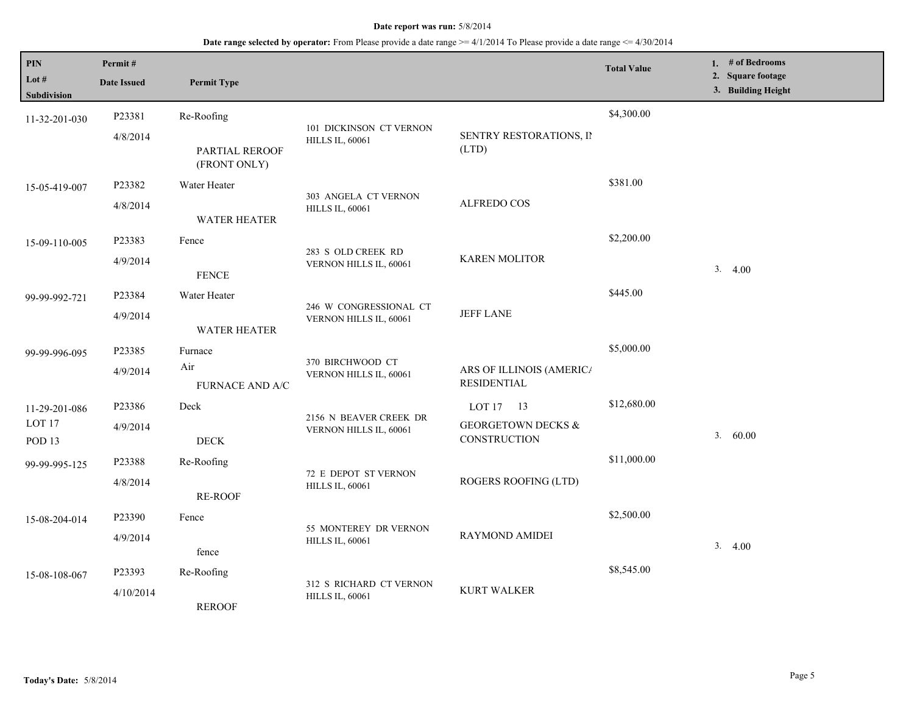**Date report was run:** 5/8/2014

**Date range selected by operator:** From Please provide a date range >= 4/1/2014 To Please provide a date range <= 4/30/2014

| PIN<br>Lot #<br>Subdivision | Permit #<br>Date Issued | Permit Type | | | Total Value | 1. # of Bedrooms<br>2. Square footage<br>3. Building Height |
|---|---|---|---|---|---|---|
| 11-32-201-030 | P23381<br>4/8/2014 | Re-Roofing<br>PARTIAL REROOF (FRONT ONLY) | 101 DICKINSON CT VERNON HILLS IL, 60061 | SENTRY RESTORATIONS, IN (LTD) | $4,300.00 | |
| 15-05-419-007 | P23382<br>4/8/2014 | Water Heater<br>WATER HEATER | 303 ANGELA CT VERNON HILLS IL, 60061 | ALFREDO COS | $381.00 | |
| 15-09-110-005 | P23383<br>4/9/2014 | Fence<br>FENCE | 283 S OLD CREEK RD VERNON HILLS IL, 60061 | KAREN MOLITOR | $2,200.00 | 3. 4.00 |
| 99-99-992-721 | P23384<br>4/9/2014 | Water Heater<br>WATER HEATER | 246 W CONGRESSIONAL CT VERNON HILLS IL, 60061 | JEFF LANE | $445.00 | |
| 99-99-996-095 | P23385<br>4/9/2014 | Furnace<br>Air<br>FURNACE AND A/C | 370 BIRCHWOOD CT VERNON HILLS IL, 60061 | ARS OF ILLINOIS (AMERICA RESIDENTIAL | $5,000.00 | |
| 11-29-201-086<br>LOT 17<br>POD 13 | P23386<br>4/9/2014 | Deck<br>DECK | 2156 N BEAVER CREEK DR VERNON HILLS IL, 60061 | LOT 17 13<br>GEORGETOWN DECKS & CONSTRUCTION | $12,680.00 | 3. 60.00 |
| 99-99-995-125 | P23388<br>4/8/2014 | Re-Roofing<br>RE-ROOF | 72 E DEPOT ST VERNON HILLS IL, 60061 | ROGERS ROOFING (LTD) | $11,000.00 | |
| 15-08-204-014 | P23390<br>4/9/2014 | Fence<br>fence | 55 MONTEREY DR VERNON HILLS IL, 60061 | RAYMOND AMIDEI | $2,500.00 | 3. 4.00 |
| 15-08-108-067 | P23393<br>4/10/2014 | Re-Roofing<br>REROOF | 312 S RICHARD CT VERNON HILLS IL, 60061 | KURT WALKER | $8,545.00 | |

**Today's Date:** 5/8/2014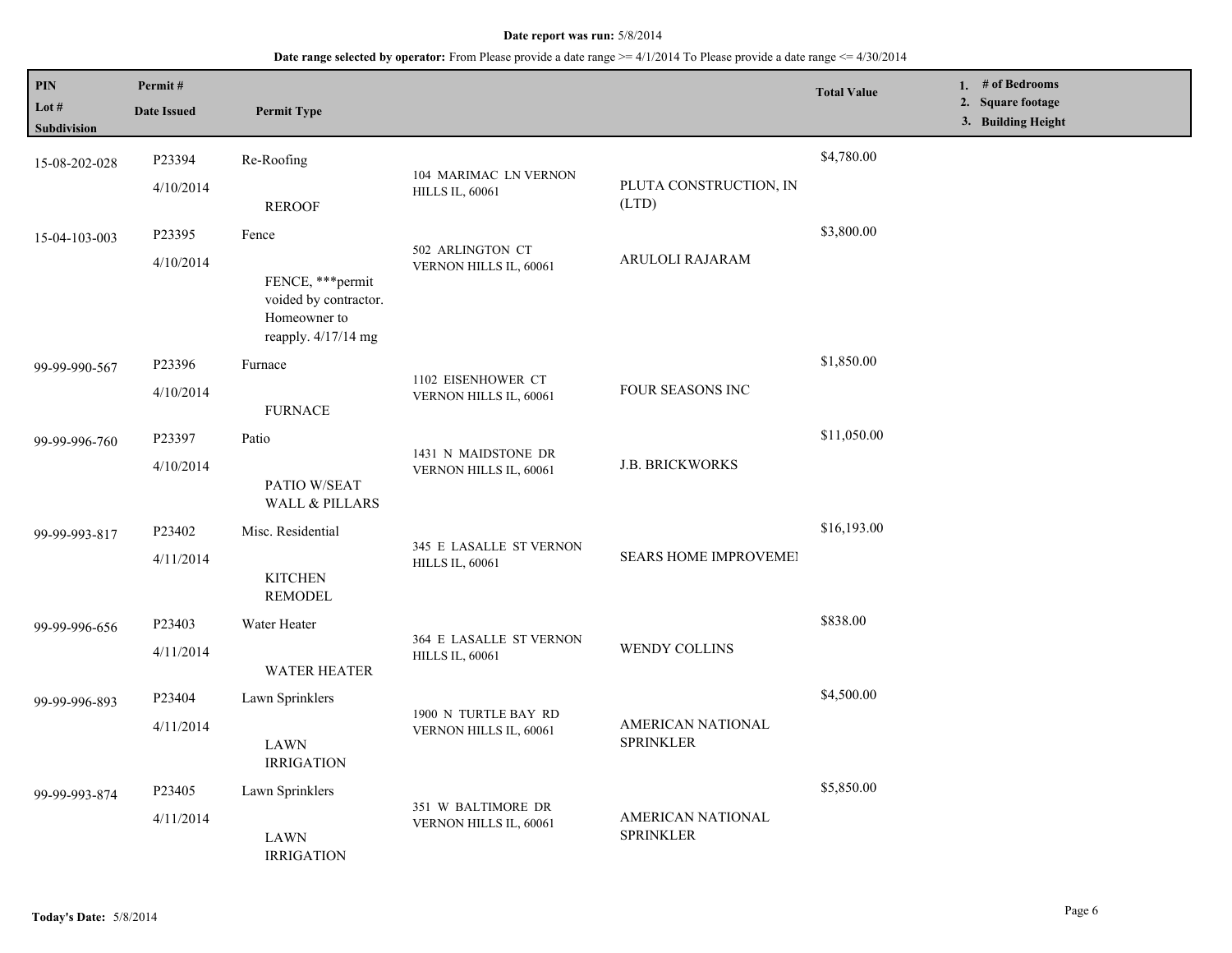**Date report was run:** 5/8/2014

**Date range selected by operator:** From Please provide a date range >= 4/1/2014 To Please provide a date range <= 4/30/2014

| PIN<br>Lot #<br>Subdivision | Permit #<br>Date Issued | Permit Type | | | Total Value | 1. # of Bedrooms<br>2. Square footage<br>3. Building Height |
|---|---|---|---|---|---|---|
| 15-08-202-028 | P23394<br>4/10/2014 | Re-Roofing<br>REROOF | 104 MARIMAC LN VERNON HILLS IL, 60061 | PLUTA CONSTRUCTION, IN (LTD) | $4,780.00 | |
| 15-04-103-003 | P23395<br>4/10/2014 | Fence<br>FENCE, ***permit voided by contractor. Homeowner to reapply. 4/17/14 mg | 502 ARLINGTON CT VERNON HILLS IL, 60061 | ARULOLI RAJARAM | $3,800.00 | |
| 99-99-990-567 | P23396<br>4/10/2014 | Furnace<br>FURNACE | 1102 EISENHOWER CT VERNON HILLS IL, 60061 | FOUR SEASONS INC | $1,850.00 | |
| 99-99-996-760 | P23397<br>4/10/2014 | Patio<br>PATIO W/SEAT WALL & PILLARS | 1431 N MAIDSTONE DR VERNON HILLS IL, 60061 | J.B. BRICKWORKS | $11,050.00 | |
| 99-99-993-817 | P23402<br>4/11/2014 | Misc. Residential<br>KITCHEN REMODEL | 345 E LASALLE ST VERNON HILLS IL, 60061 | SEARS HOME IMPROVEMEI | $16,193.00 | |
| 99-99-996-656 | P23403<br>4/11/2014 | Water Heater<br>WATER HEATER | 364 E LASALLE ST VERNON HILLS IL, 60061 | WENDY COLLINS | $838.00 | |
| 99-99-996-893 | P23404<br>4/11/2014 | Lawn Sprinklers<br>LAWN IRRIGATION | 1900 N TURTLE BAY RD VERNON HILLS IL, 60061 | AMERICAN NATIONAL SPRINKLER | $4,500.00 | |
| 99-99-993-874 | P23405<br>4/11/2014 | Lawn Sprinklers<br>LAWN IRRIGATION | 351 W BALTIMORE DR VERNON HILLS IL, 60061 | AMERICAN NATIONAL SPRINKLER | $5,850.00 | |

**Today's Date:** 5/8/2014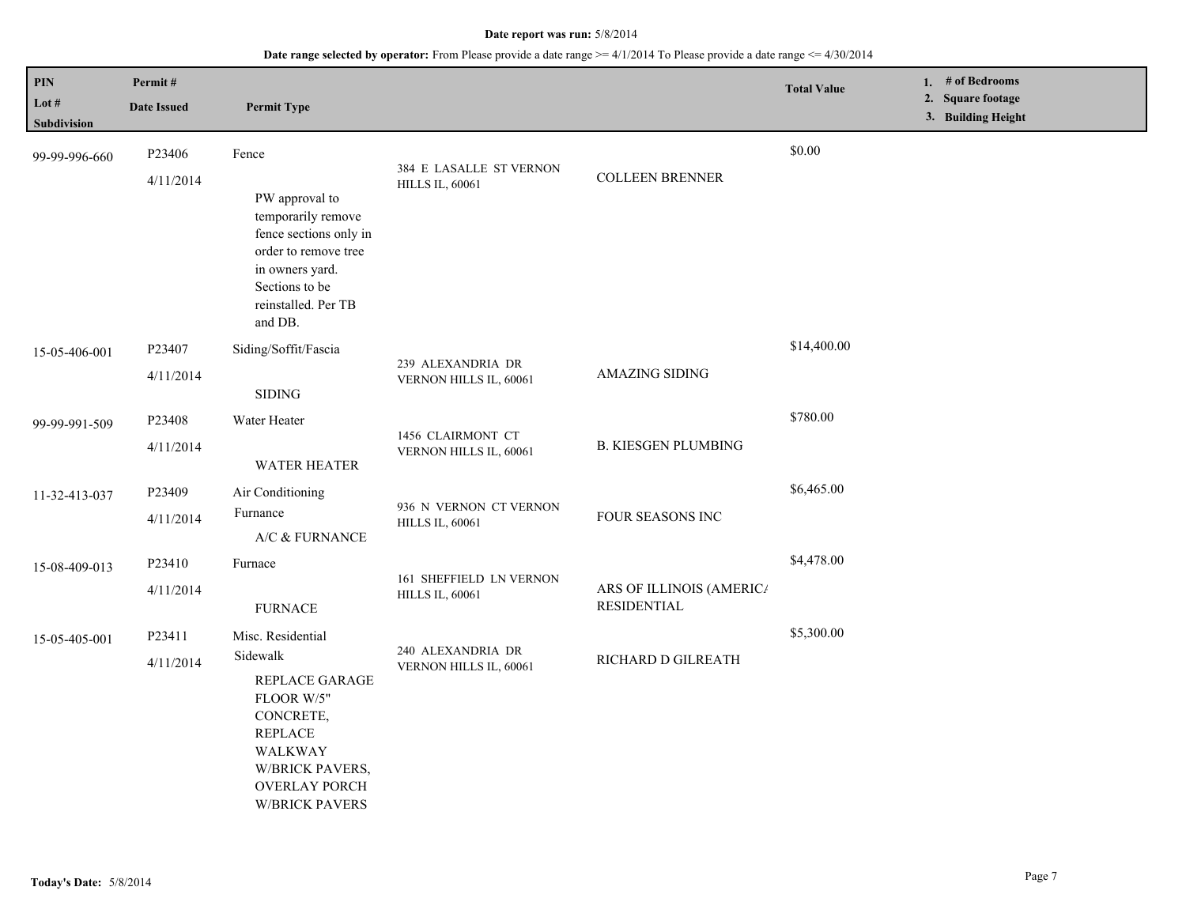**Date report was run:** 5/8/2014

**Date range selected by operator:** From Please provide a date range >= 4/1/2014 To Please provide a date range <= 4/30/2014

| PIN<br>Lot #<br>Subdivision | Permit #<br>Date Issued | Permit Type | | | Total Value | 1. # of Bedrooms<br>2. Square footage<br>3. Building Height |
|---|---|---|---|---|---|---|
| 99-99-996-660 | P23406<br>4/11/2014 | Fence<br>PW approval to temporarily remove fence sections only in order to remove tree in owners yard. Sections to be reinstalled. Per TB and DB. | 384 E LASALLE ST VERNON HILLS IL, 60061 | COLLEEN BRENNER | $0.00 | |
| 15-05-406-001 | P23407<br>4/11/2014 | Siding/Soffit/Fascia<br>SIDING | 239 ALEXANDRIA DR VERNON HILLS IL, 60061 | AMAZING SIDING | $14,400.00 | |
| 99-99-991-509 | P23408<br>4/11/2014 | Water Heater<br>WATER HEATER | 1456 CLAIRMONT CT VERNON HILLS IL, 60061 | B. KIESGEN PLUMBING | $780.00 | |
| 11-32-413-037 | P23409<br>4/11/2014 | Air Conditioning<br>Furnance<br>A/C & FURNANCE | 936 N VERNON CT VERNON HILLS IL, 60061 | FOUR SEASONS INC | $6,465.00 | |
| 15-08-409-013 | P23410<br>4/11/2014 | Furnace<br>FURNACE | 161 SHEFFIELD LN VERNON HILLS IL, 60061 | ARS OF ILLINOIS (AMERICA RESIDENTIAL | $4,478.00 | |
| 15-05-405-001 | P23411<br>4/11/2014 | Misc. Residential<br>Sidewalk<br>REPLACE GARAGE FLOOR W/5" CONCRETE, REPLACE WALKWAY W/BRICK PAVERS, OVERLAY PORCH W/BRICK PAVERS | 240 ALEXANDRIA DR VERNON HILLS IL, 60061 | RICHARD D GILREATH | $5,300.00 | |

**Today's Date:** 5/8/2014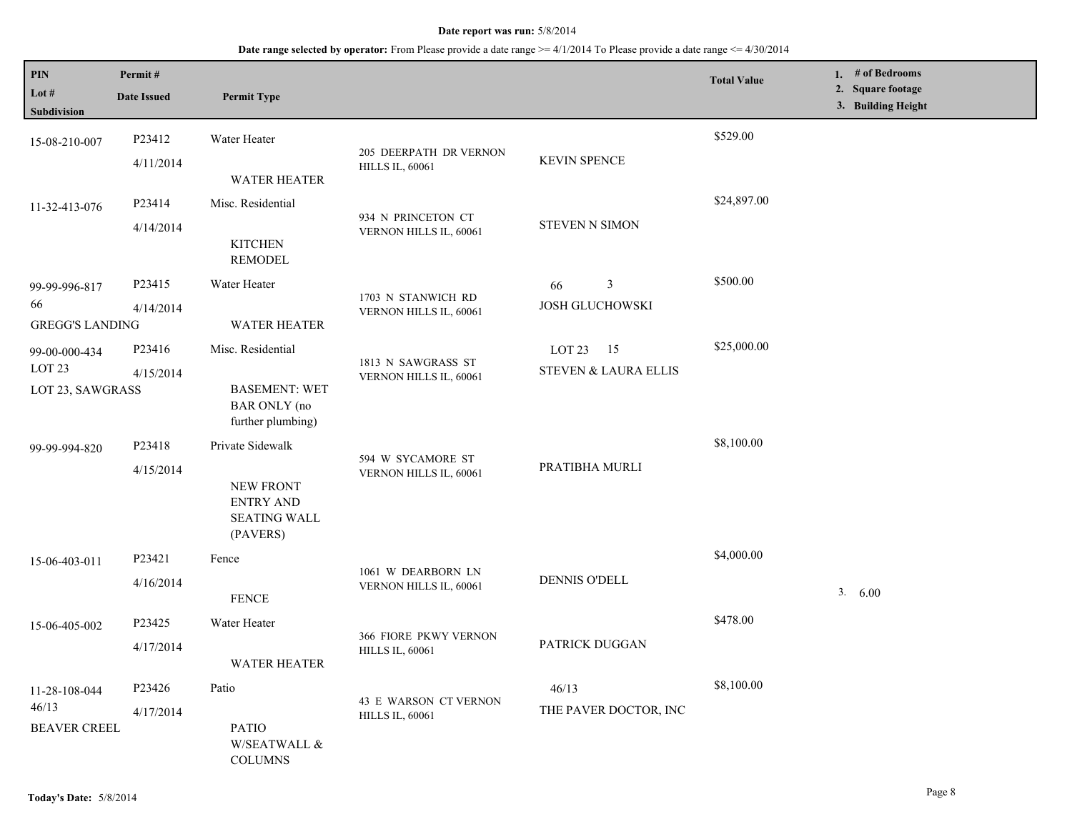**Date report was run:** 5/8/2014

**Date range selected by operator:** From Please provide a date range >= 4/1/2014 To Please provide a date range <= 4/30/2014

| PIN<br>Lot #<br>Subdivision | Permit #<br>Date Issued | Permit Type | | | Total Value | 1. # of Bedrooms<br>2. Square footage<br>3. Building Height |
|---|---|---|---|---|---|---|
| 15-08-210-007 | P23412<br>4/11/2014 | Water Heater<br><br>WATER HEATER | 205 DEERPATH DR VERNON HILLS IL, 60061 | KEVIN SPENCE | $529.00 | |
| 11-32-413-076 | P23414<br>4/14/2014 | Misc. Residential<br><br>KITCHEN REMODEL | 934 N PRINCETON CT VERNON HILLS IL, 60061 | STEVEN N SIMON | $24,897.00 | |
| 99-99-996-817<br>66<br>GREGG'S LANDING | P23415<br>4/14/2014 | Water Heater<br><br>WATER HEATER | 1703 N STANWICH RD VERNON HILLS IL, 60061 | 66 3<br>JOSH GLUCHOWSKI | $500.00 | |
| 99-00-000-434<br>LOT 23<br>LOT 23, SAWGRASS | P23416<br>4/15/2014 | Misc. Residential<br><br>BASEMENT: WET BAR ONLY (no further plumbing) | 1813 N SAWGRASS ST VERNON HILLS IL, 60061 | LOT 23 15<br>STEVEN & LAURA ELLIS | $25,000.00 | |
| 99-99-994-820 | P23418<br>4/15/2014 | Private Sidewalk<br><br>NEW FRONT ENTRY AND SEATING WALL (PAVERS) | 594 W SYCAMORE ST VERNON HILLS IL, 60061 | PRATIBHA MURLI | $8,100.00 | |
| 15-06-403-011 | P23421<br>4/16/2014 | Fence<br><br>FENCE | 1061 W DEARBORN LN VERNON HILLS IL, 60061 | DENNIS O'DELL | $4,000.00 | 3. 6.00 |
| 15-06-405-002 | P23425<br>4/17/2014 | Water Heater<br><br>WATER HEATER | 366 FIORE PKWY VERNON HILLS IL, 60061 | PATRICK DUGGAN | $478.00 | |
| 11-28-108-044<br>46/13<br>BEAVER CREEL | P23426<br>4/17/2014 | Patio<br><br>PATIO W/SEATWALL & COLUMNS | 43 E WARSON CT VERNON HILLS IL, 60061 | 46/13<br>THE PAVER DOCTOR, INC | $8,100.00 | |

**Today's Date:** 5/8/2014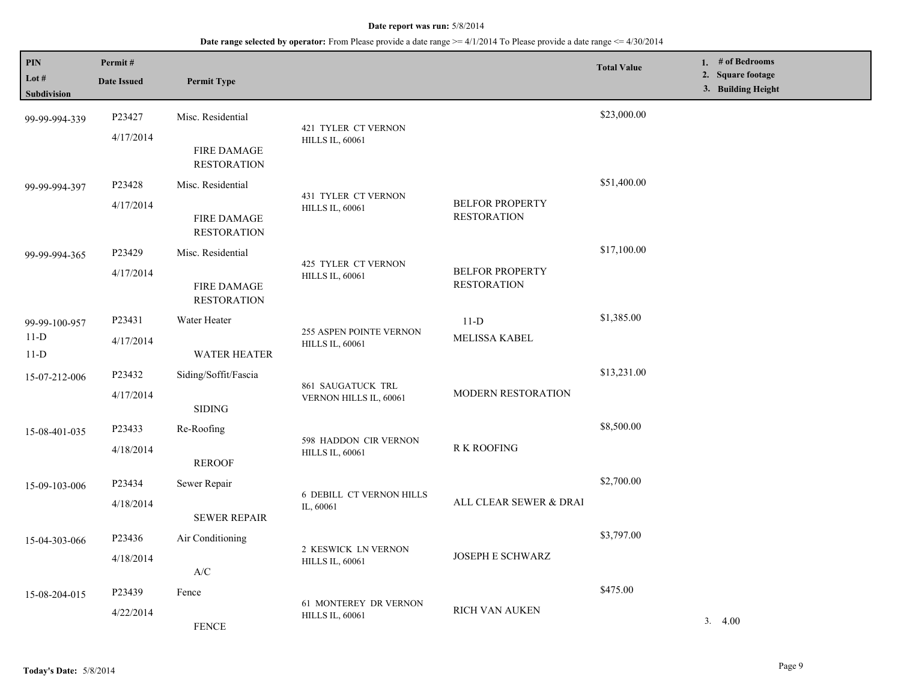**Date report was run:** 5/8/2014

**Date range selected by operator:** From Please provide a date range >= 4/1/2014 To Please provide a date range <= 4/30/2014

| PIN<br>Lot #<br>Subdivision | Permit #<br>Date Issued | Permit Type | | | Total Value | 1. # of Bedrooms<br>2. Square footage<br>3. Building Height |
|---|---|---|---|---|---|---|
| 99-99-994-339 | P23427<br>4/17/2014 | Misc. Residential<br><br>FIRE DAMAGE RESTORATION | 421 TYLER CT VERNON HILLS IL, 60061 | | $23,000.00 | |
| 99-99-994-397 | P23428<br>4/17/2014 | Misc. Residential<br><br>FIRE DAMAGE RESTORATION | 431 TYLER CT VERNON HILLS IL, 60061 | BELFOR PROPERTY RESTORATION | $51,400.00 | |
| 99-99-994-365 | P23429<br>4/17/2014 | Misc. Residential<br><br>FIRE DAMAGE RESTORATION | 425 TYLER CT VERNON HILLS IL, 60061 | BELFOR PROPERTY RESTORATION | $17,100.00 | |
| 99-99-100-957<br>11-D<br>11-D | P23431<br>4/17/2014 | Water Heater<br><br>WATER HEATER | 255 ASPEN POINTE VERNON HILLS IL, 60061 | 11-D<br>MELISSA KABEL | $1,385.00 | |
| 15-07-212-006 | P23432<br>4/17/2014 | Siding/Soffit/Fascia<br><br>SIDING | 861 SAUGATUCK TRL VERNON HILLS IL, 60061 | MODERN RESTORATION | $13,231.00 | |
| 15-08-401-035 | P23433<br>4/18/2014 | Re-Roofing<br><br>REROOF | 598 HADDON CIR VERNON HILLS IL, 60061 | R K ROOFING | $8,500.00 | |
| 15-09-103-006 | P23434<br>4/18/2014 | Sewer Repair<br><br>SEWER REPAIR | 6 DEBILL CT VERNON HILLS IL, 60061 | ALL CLEAR SEWER & DRAI | $2,700.00 | |
| 15-04-303-066 | P23436<br>4/18/2014 | Air Conditioning<br><br>A/C | 2 KESWICK LN VERNON HILLS IL, 60061 | JOSEPH E SCHWARZ | $3,797.00 | |
| 15-08-204-015 | P23439<br>4/22/2014 | Fence<br><br>FENCE | 61 MONTEREY DR VERNON HILLS IL, 60061 | RICH VAN AUKEN | $475.00 | 3. 4.00 |

**Today's Date:** 5/8/2014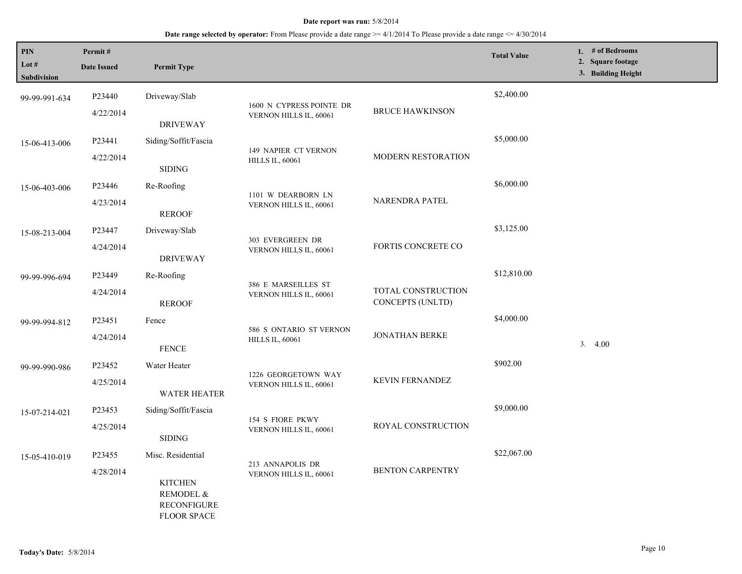**Date report was run:** 5/8/2014

**Date range selected by operator:** From Please provide a date range >= 4/1/2014 To Please provide a date range <= 4/30/2014

| PIN<br>Lot #<br>Subdivision | Permit #<br>Date Issued | Permit Type | | | Total Value | 1. # of Bedrooms<br>2. Square footage<br>3. Building Height |
|---|---|---|---|---|---|---|
| 99-99-991-634 | P23440<br>4/22/2014 | Driveway/Slab<br>DRIVEWAY | 1600 N CYPRESS POINTE DR VERNON HILLS IL, 60061 | BRUCE HAWKINSON | $2,400.00 | |
| 15-06-413-006 | P23441<br>4/22/2014 | Siding/Soffit/Fascia<br>SIDING | 149 NAPIER CT VERNON HILLS IL, 60061 | MODERN RESTORATION | $5,000.00 | |
| 15-06-403-006 | P23446<br>4/23/2014 | Re-Roofing<br>REROOF | 1101 W DEARBORN LN VERNON HILLS IL, 60061 | NARENDRA PATEL | $6,000.00 | |
| 15-08-213-004 | P23447<br>4/24/2014 | Driveway/Slab<br>DRIVEWAY | 303 EVERGREEN DR VERNON HILLS IL, 60061 | FORTIS CONCRETE CO | $3,125.00 | |
| 99-99-996-694 | P23449<br>4/24/2014 | Re-Roofing<br>REROOF | 386 E MARSEILLES ST VERNON HILLS IL, 60061 | TOTAL CONSTRUCTION CONCEPTS (UNLTD) | $12,810.00 | |
| 99-99-994-812 | P23451<br>4/24/2014 | Fence<br>FENCE | 586 S ONTARIO ST VERNON HILLS IL, 60061 | JONATHAN BERKE | $4,000.00 | 3. 4.00 |
| 99-99-990-986 | P23452<br>4/25/2014 | Water Heater<br>WATER HEATER | 1226 GEORGETOWN WAY VERNON HILLS IL, 60061 | KEVIN FERNANDEZ | $902.00 | |
| 15-07-214-021 | P23453<br>4/25/2014 | Siding/Soffit/Fascia<br>SIDING | 154 S FIORE PKWY VERNON HILLS IL, 60061 | ROYAL CONSTRUCTION | $9,000.00 | |
| 15-05-410-019 | P23455<br>4/28/2014 | Misc. Residential<br>KITCHEN REMODEL & RECONFIGURE FLOOR SPACE | 213 ANNAPOLIS DR VERNON HILLS IL, 60061 | BENTON CARPENTRY | $22,067.00 | |

**Today's Date:** 5/8/2014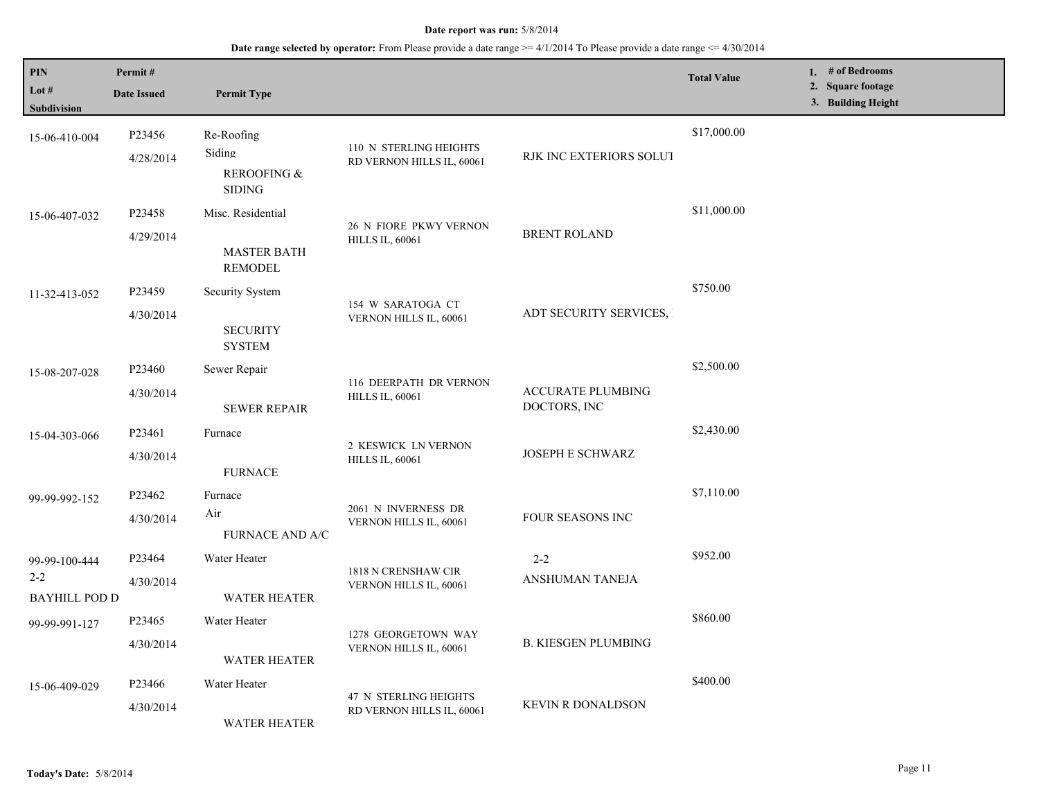**Date report was run:** 5/8/2014

**Date range selected by operator:** From Please provide a date range >= 4/1/2014 To Please provide a date range <= 4/30/2014

| PIN / Lot # / Subdivision | Permit # / Date Issued | Permit Type | | | Total Value | 1. # of Bedrooms 2. Square footage 3. Building Height |
|---|---|---|---|---|---|---|
| 15-06-410-004 | P23456 4/28/2014 | Re-Roofing Siding REROOFING & SIDING | 110 N STERLING HEIGHTS RD VERNON HILLS IL, 60061 | RJK INC EXTERIORS SOLUT | $17,000.00 | |
| 15-06-407-032 | P23458 4/29/2014 | Misc. Residential MASTER BATH REMODEL | 26 N FIORE PKWY VERNON HILLS IL, 60061 | BRENT ROLAND | $11,000.00 | |
| 11-32-413-052 | P23459 4/30/2014 | Security System SECURITY SYSTEM | 154 W SARATOGA CT VERNON HILLS IL, 60061 | ADT SECURITY SERVICES, | $750.00 | |
| 15-08-207-028 | P23460 4/30/2014 | Sewer Repair SEWER REPAIR | 116 DEERPATH DR VERNON HILLS IL, 60061 | ACCURATE PLUMBING DOCTORS, INC | $2,500.00 | |
| 15-04-303-066 | P23461 4/30/2014 | Furnace FURNACE | 2 KESWICK LN VERNON HILLS IL, 60061 | JOSEPH E SCHWARZ | $2,430.00 | |
| 99-99-992-152 | P23462 4/30/2014 | Furnace Air FURNACE AND A/C | 2061 N INVERNESS DR VERNON HILLS IL, 60061 | FOUR SEASONS INC | $7,110.00 | |
| 99-99-100-444 2-2 BAYHILL POD D | P23464 4/30/2014 | Water Heater WATER HEATER | 1818 N CRENSHAW CIR VERNON HILLS IL, 60061 | 2-2 ANSHUMAN TANEJA | $952.00 | |
| 99-99-991-127 | P23465 4/30/2014 | Water Heater WATER HEATER | 1278 GEORGETOWN WAY VERNON HILLS IL, 60061 | B. KIESGEN PLUMBING | $860.00 | |
| 15-06-409-029 | P23466 4/30/2014 | Water Heater WATER HEATER | 47 N STERLING HEIGHTS RD VERNON HILLS IL, 60061 | KEVIN R DONALDSON | $400.00 | |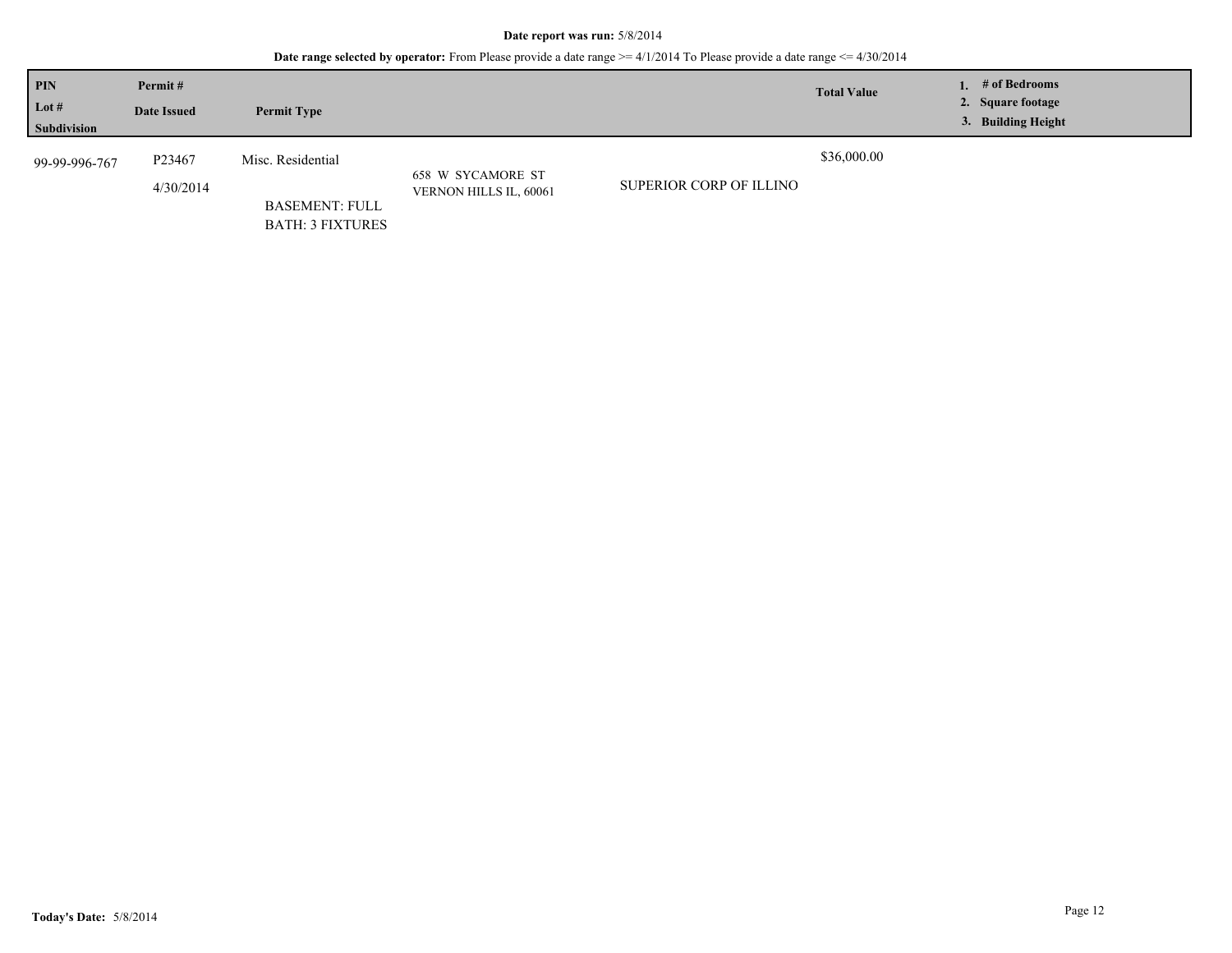**Date report was run:** 5/8/2014

**Date range selected by operator:** From Please provide a date range >= 4/1/2014 To Please provide a date range <= 4/30/2014

| PIN<br>Lot #<br>Subdivision | Permit #<br>Date Issued | Permit Type | | | Total Value | 1. # of Bedrooms<br>2. Square footage<br>3. Building Height |
|---|---|---|---|---|---|---|
| 99-99-996-767 | P23467<br>4/30/2014 | Misc. Residential<br>BASEMENT: FULL<br>BATH: 3 FIXTURES | 658 W SYCAMORE ST<br>VERNON HILLS IL, 60061 | SUPERIOR CORP OF ILLINO | $36,000.00 | |

**Today's Date:** 5/8/2014